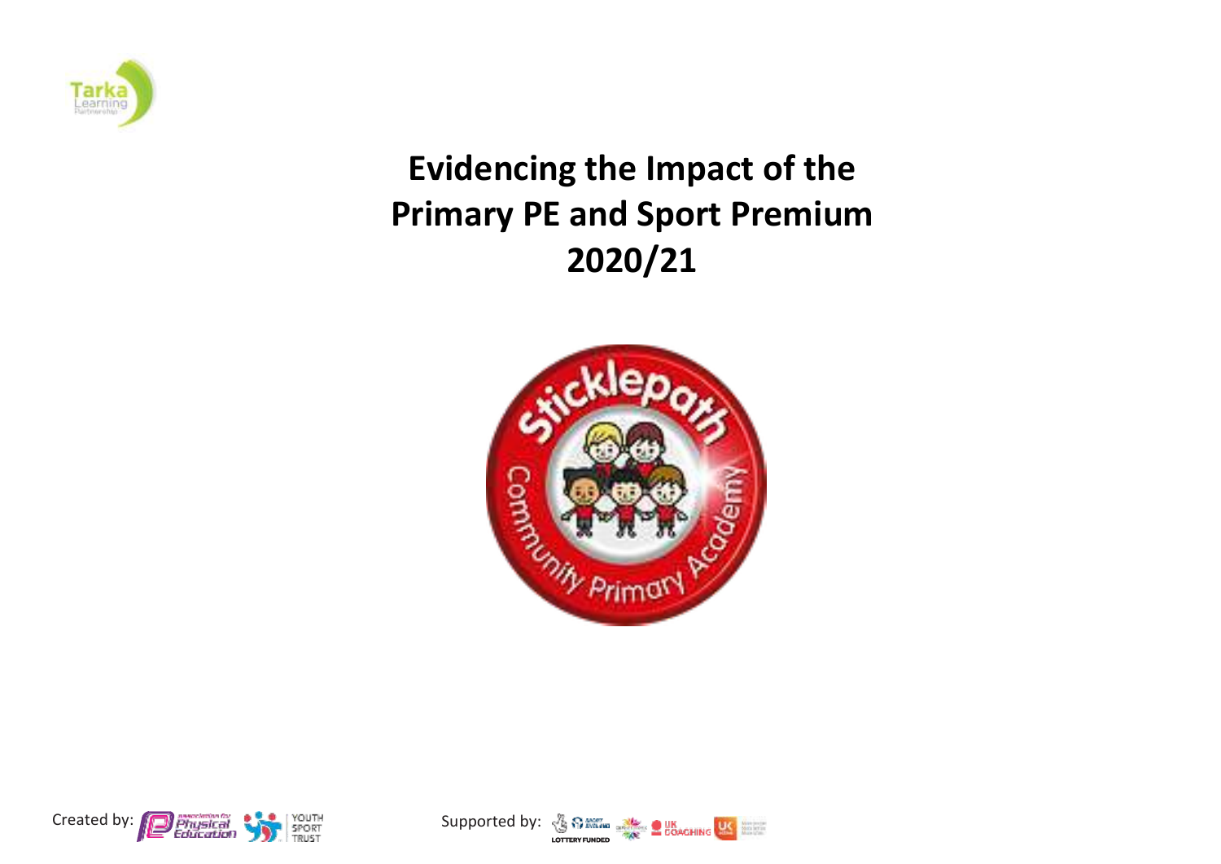# Evidencing the Impact of the Primary PE and Sport Premium 2020/21

Created by:

Supported by: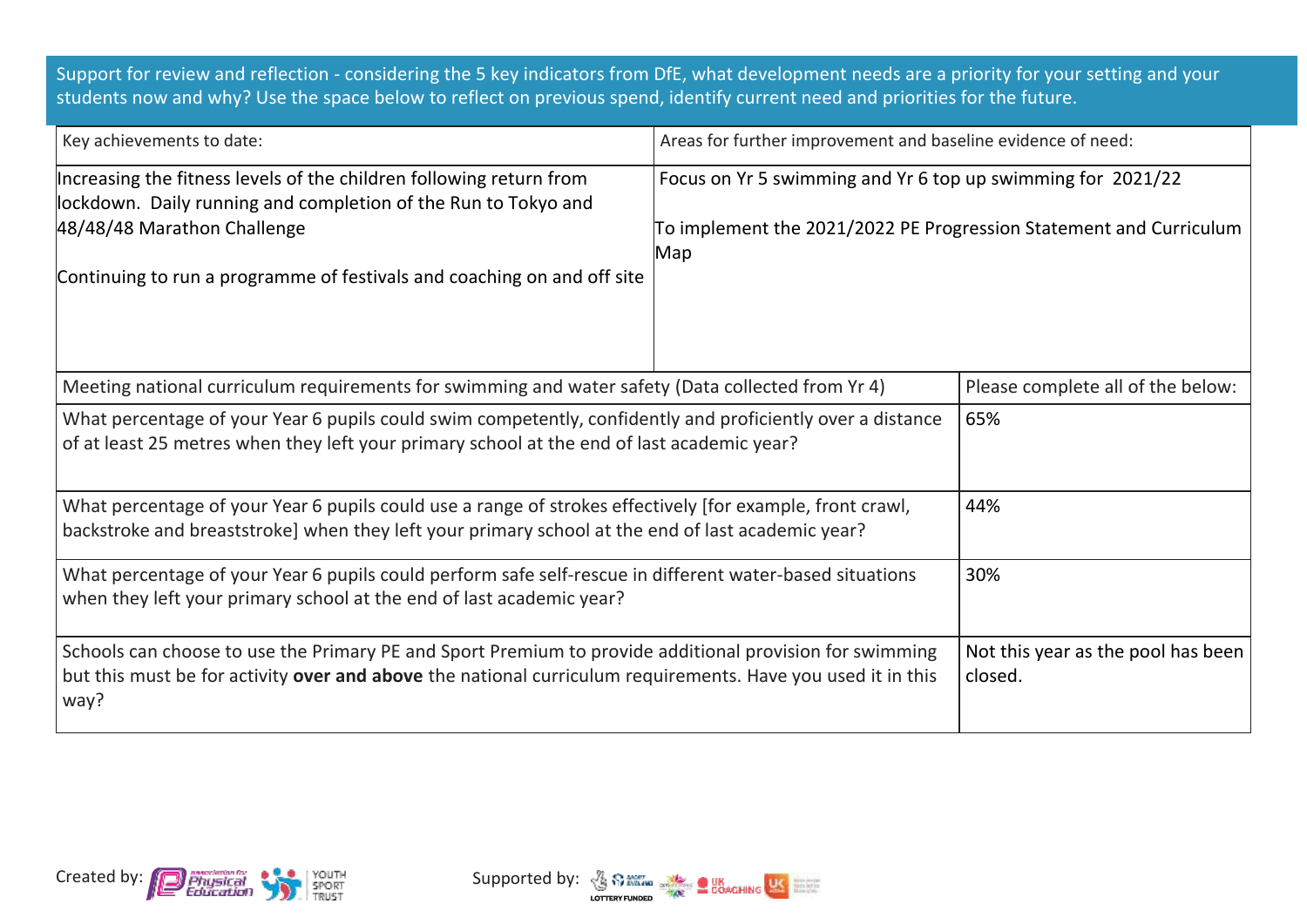Support for review and reflection - considering the 5 key indicators from DfE, what development needs are a priority for your setting and your students now and why? Use the space below to reflect on previous spend, identify current need and priorities for the future.

| Key achievements to date: | Areas for further improvement and baseline evidence of need: |
|---|---|
| Increasing the fitness levels of the children following return from lockdown. Daily running and completion of the Run to Tokyo and 48/48/48 Marathon Challenge<br><br>Continuing to run a programme of festivals and coaching on and off site | Focus on Yr 5 swimming and Yr 6 top up swimming for 2021/22<br><br>To implement the 2021/2022 PE Progression Statement and Curriculum Map |

| Meeting national curriculum requirements for swimming and water safety (Data collected from Yr 4) | Please complete all of the below: |
|---|---|
| What percentage of your Year 6 pupils could swim competently, confidently and proficiently over a distance of at least 25 metres when they left your primary school at the end of last academic year? | 65% |
| What percentage of your Year 6 pupils could use a range of strokes effectively [for example, front crawl, backstroke and breaststroke] when they left your primary school at the end of last academic year? | 44% |
| What percentage of your Year 6 pupils could perform safe self-rescue in different water-based situations when they left your primary school at the end of last academic year? | 30% |
| Schools can choose to use the Primary PE and Sport Premium to provide additional provision for swimming but this must be for activity **over and above** the national curriculum requirements. Have you used it in this way? | Not this year as the pool has been closed. |

Created by: Association for Physical Education, Youth Sport Trust

Supported by: Sport England, UK Coaching, Lottery Funded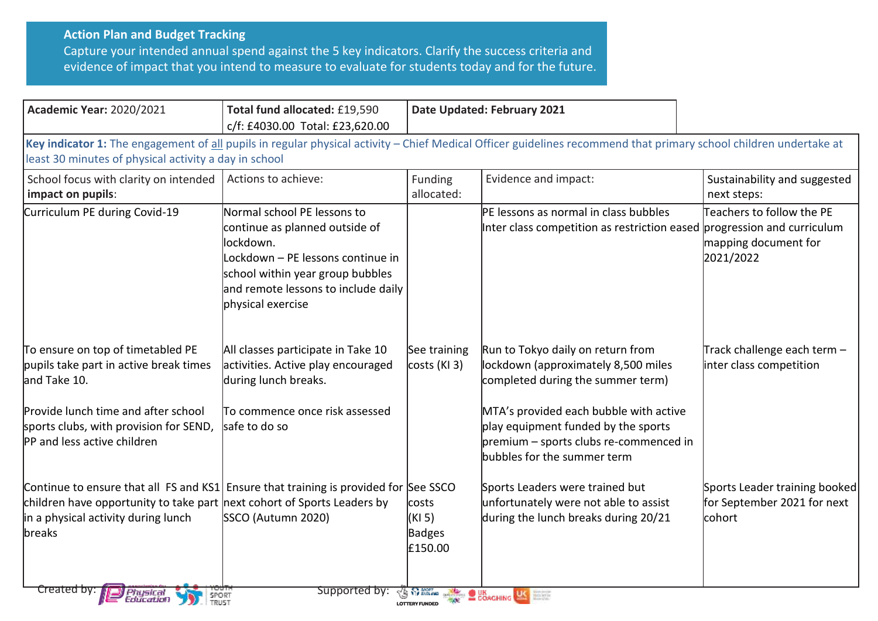**Action Plan and Budget Tracking**
Capture your intended annual spend against the 5 key indicators. Clarify the success criteria and evidence of impact that you intend to measure to evaluate for students today and for the future.

| **Academic Year:** 2020/2021 | **Total fund allocated:** £19,590 c/f: £4030.00 Total: £23,620.00 | **Date Updated: February 2021** | | |
|---|---|---|---|---|
| **Key indicator 1:** The engagement of all pupils in regular physical activity – Chief Medical Officer guidelines recommend that primary school children undertake at least 30 minutes of physical activity a day in school | | | | |
| School focus with clarity on intended **impact on pupils**: | Actions to achieve: | Funding allocated: | Evidence and impact: | Sustainability and suggested next steps: |
| Curriculum PE during Covid-19 | Normal school PE lessons to continue as planned outside of lockdown.<br>Lockdown – PE lessons continue in school within year group bubbles and remote lessons to include daily physical exercise | | PE lessons as normal in class bubbles<br>Inter class competition as restriction eased | Teachers to follow the PE progression and curriculum mapping document for 2021/2022 |
| To ensure on top of timetabled PE pupils take part in active break times and Take 10.<br><br>Provide lunch time and after school sports clubs, with provision for SEND, PP and less active children | All classes participate in Take 10 activities. Active play encouraged during lunch breaks.<br><br>To commence once risk assessed safe to do so | See training costs (KI 3) | Run to Tokyo daily on return from lockdown (approximately 8,500 miles completed during the summer term)<br><br>MTA's provided each bubble with active play equipment funded by the sports premium – sports clubs re-commenced in bubbles for the summer term | Track challenge each term – inter class competition |
| Continue to ensure that all FS and KS1 children have opportunity to take part in a physical activity during lunch breaks | Ensure that training is provided for next cohort of Sports Leaders by SSCO (Autumn 2020) | See SSCO costs (KI 5)<br>Badges £150.00 | Sports Leaders were trained but unfortunately were not able to assist during the lunch breaks during 20/21 | Sports Leader training booked for September 2021 for next cohort |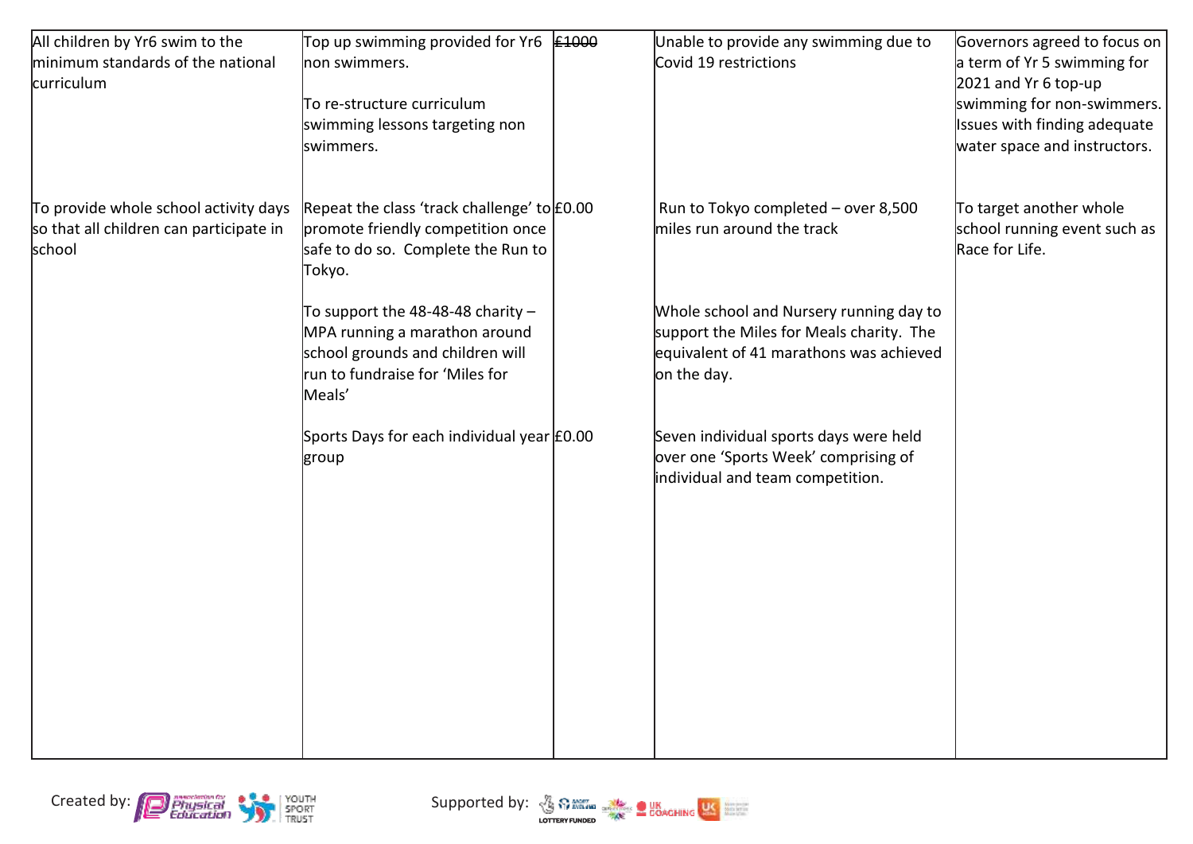| | | | | |
|---|---|---|---|---|
| All children by Yr6 swim to the minimum standards of the national curriculum | Top up swimming provided for Yr6 non swimmers.<br><br>To re-structure curriculum swimming lessons targeting non swimmers. | ~~£1000~~ | Unable to provide any swimming due to Covid 19 restrictions | Governors agreed to focus on a term of Yr 5 swimming for 2021 and Yr 6 top-up swimming for non-swimmers. Issues with finding adequate water space and instructors. |
| To provide whole school activity days so that all children can participate in school | Repeat the class 'track challenge' to promote friendly competition once safe to do so. Complete the Run to Tokyo. | £0.00 | Run to Tokyo completed – over 8,500 miles run around the track | To target another whole school running event such as Race for Life. |
| | To support the 48-48-48 charity – MPA running a marathon around school grounds and children will run to fundraise for 'Miles for Meals' | | Whole school and Nursery running day to support the Miles for Meals charity. The equivalent of 41 marathons was achieved on the day. | |
| | Sports Days for each individual year group | £0.00 | Seven individual sports days were held over one 'Sports Week' comprising of individual and team competition. | |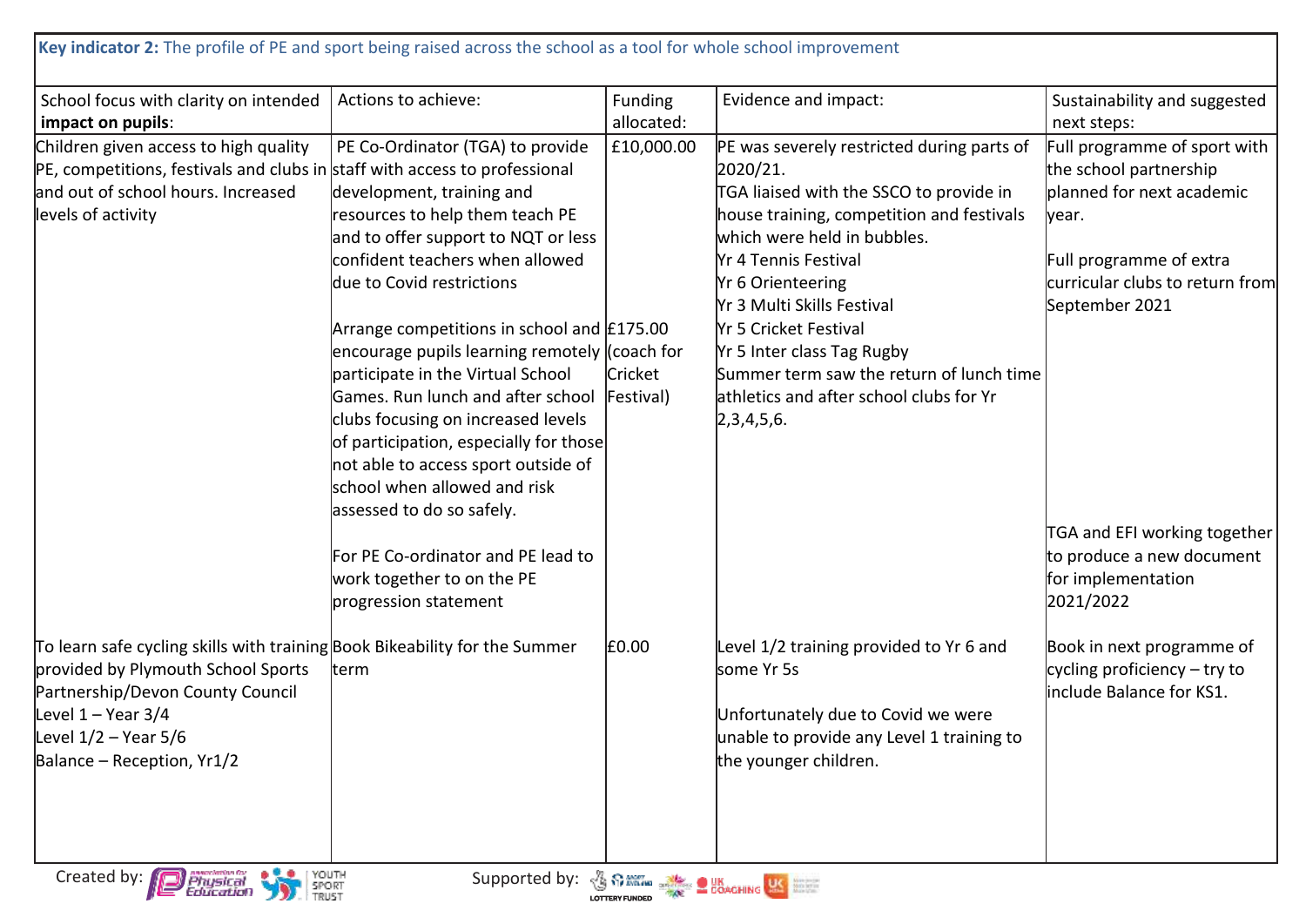**Key indicator 2:** The profile of PE and sport being raised across the school as a tool for whole school improvement

| School focus with clarity on intended **impact on pupils**: | Actions to achieve: | Funding allocated: | Evidence and impact: | Sustainability and suggested next steps: |
|---|---|---|---|---|
| Children given access to high quality PE, competitions, festivals and clubs in and out of school hours. Increased levels of activity | PE Co-Ordinator (TGA) to provide staff with access to professional development, training and resources to help them teach PE and to offer support to NQT or less confident teachers when allowed due to Covid restrictions<br><br>Arrange competitions in school and encourage pupils learning remotely participate in the Virtual School Games. Run lunch and after school clubs focusing on increased levels of participation, especially for those not able to access sport outside of school when allowed and risk assessed to do so safely.<br><br>For PE Co-ordinator and PE lead to work together to on the PE progression statement | £10,000.00<br><br>£175.00 (coach for Cricket Festival) | PE was severely restricted during parts of 2020/21.<br>TGA liaised with the SSCO to provide in house training, competition and festivals which were held in bubbles.<br>Yr 4 Tennis Festival<br>Yr 6 Orienteering<br>Yr 3 Multi Skills Festival<br>Yr 5 Cricket Festival<br>Yr 5 Inter class Tag Rugby<br>Summer term saw the return of lunch time athletics and after school clubs for Yr 2,3,4,5,6. | Full programme of sport with the school partnership planned for next academic year.<br><br>Full programme of extra curricular clubs to return from September 2021<br><br>TGA and EFI working together to produce a new document for implementation 2021/2022 |
| To learn safe cycling skills with training provided by Plymouth School Sports Partnership/Devon County Council<br>Level 1 – Year 3/4<br>Level 1/2 – Year 5/6<br>Balance – Reception, Yr1/2 | Book Bikeability for the Summer term | £0.00 | Level 1/2 training provided to Yr 6 and some Yr 5s<br><br>Unfortunately due to Covid we were unable to provide any Level 1 training to the younger children. | Book in next programme of cycling proficiency – try to include Balance for KS1. |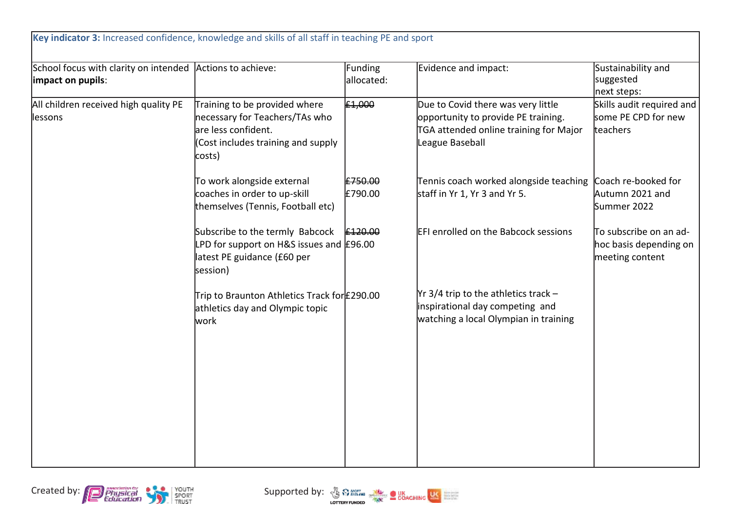| **Key indicator 3:** Increased confidence, knowledge and skills of all staff in teaching PE and sport | | | | |
|---|---|---|---|---|
| School focus with clarity on intended **impact on pupils**: | Actions to achieve: | Funding allocated: | Evidence and impact: | Sustainability and suggested next steps: |
| All children received high quality PE lessons | Training to be provided where necessary for Teachers/TAs who are less confident. (Cost includes training and supply costs) | ~~£1,000~~ | Due to Covid there was very little opportunity to provide PE training. TGA attended online training for Major League Baseball | Skills audit required and some PE CPD for new teachers |
| | To work alongside external coaches in order to up-skill themselves (Tennis, Football etc) | ~~£750.00~~ £790.00 | Tennis coach worked alongside teaching staff in Yr 1, Yr 3 and Yr 5. | Coach re-booked for Autumn 2021 and Summer 2022 |
| | Subscribe to the termly Babcock LPD for support on H&S issues and latest PE guidance (£60 per session) | ~~£120.00~~ £96.00 | EFI enrolled on the Babcock sessions | To subscribe on an ad-hoc basis depending on meeting content |
| | Trip to Braunton Athletics Track for athletics day and Olympic topic work | £290.00 | Yr 3/4 trip to the athletics track – inspirational day competing and watching a local Olympian in training | |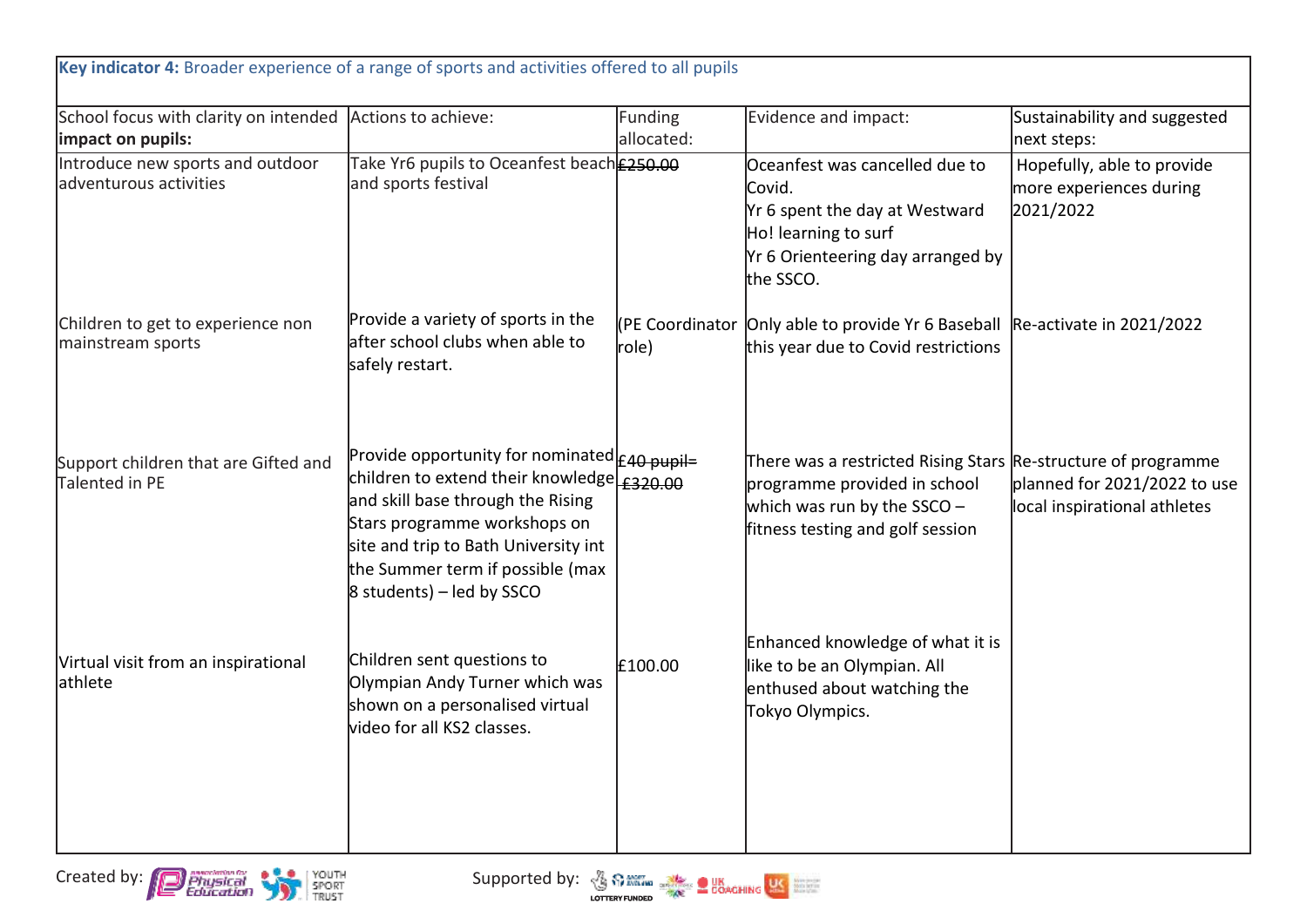| **Key indicator 4:** Broader experience of a range of sports and activities offered to all pupils | | | | |
|---|---|---|---|---|
| School focus with clarity on intended **impact on pupils:** | Actions to achieve: | Funding allocated: | Evidence and impact: | Sustainability and suggested next steps: |
| Introduce new sports and outdoor adventurous activities | Take Yr6 pupils to Oceanfest beach and sports festival | ~~£250.00~~ | Oceanfest was cancelled due to Covid.<br>Yr 6 spent the day at Westward Ho! learning to surf<br>Yr 6 Orienteering day arranged by the SSCO. | Hopefully, able to provide more experiences during 2021/2022 |
| Children to get to experience non mainstream sports | Provide a variety of sports in the after school clubs when able to safely restart. | (PE Coordinator role) | Only able to provide Yr 6 Baseball this year due to Covid restrictions | Re-activate in 2021/2022 |
| Support children that are Gifted and Talented in PE | Provide opportunity for nominated children to extend their knowledge and skill base through the Rising Stars programme workshops on site and trip to Bath University int the Summer term if possible (max 8 students) – led by SSCO | ~~£40 pupil= £320.00~~ | There was a restricted Rising Stars programme provided in school which was run by the SSCO – fitness testing and golf session | Re-structure of programme planned for 2021/2022 to use local inspirational athletes |
| Virtual visit from an inspirational athlete | Children sent questions to Olympian Andy Turner which was shown on a personalised virtual video for all KS2 classes. | £100.00 | Enhanced knowledge of what it is like to be an Olympian. All enthused about watching the Tokyo Olympics. | |

Created by: Supported by: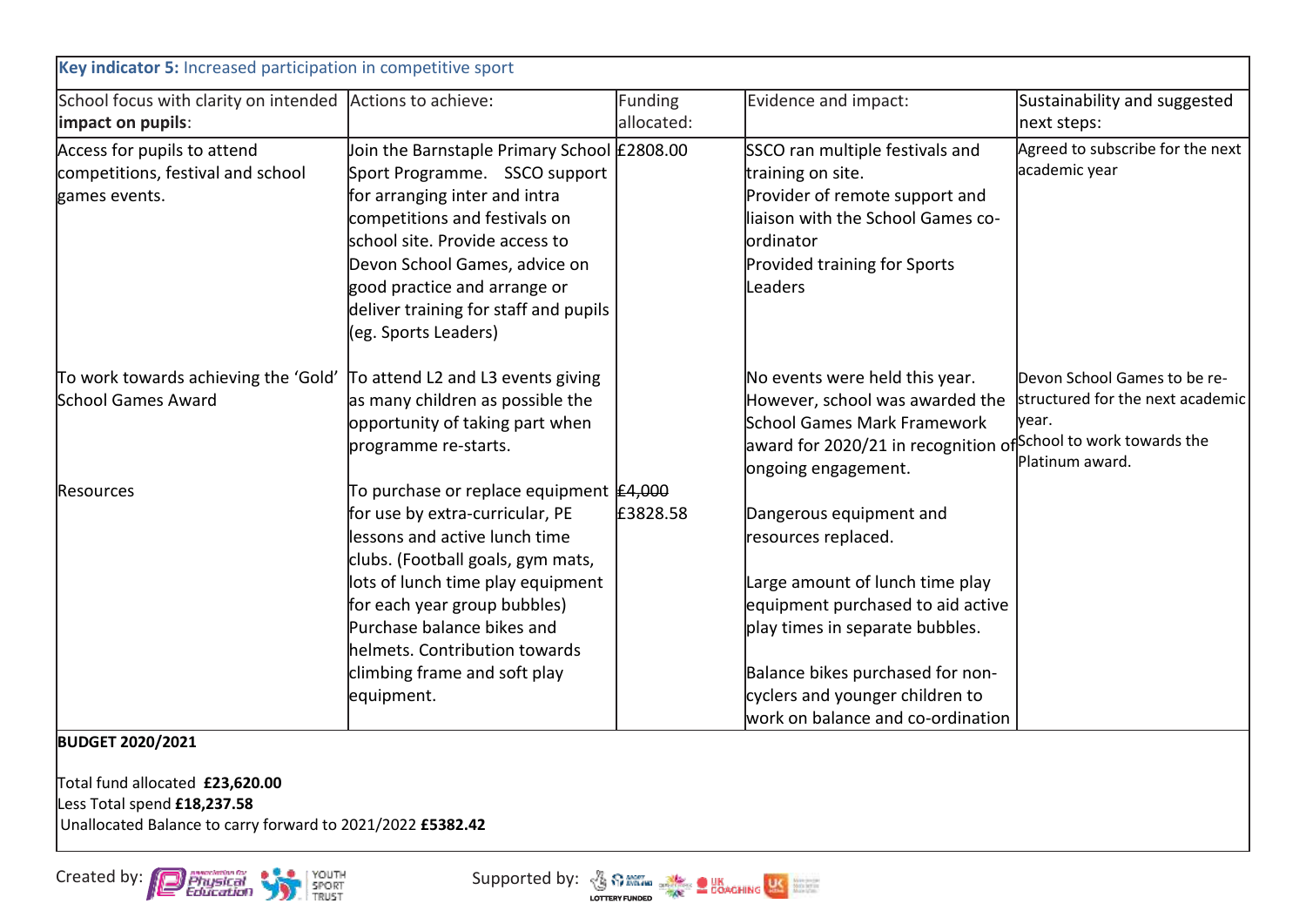| Key indicator 5: Increased participation in competitive sport | | | | |
|---|---|---|---|---|
| School focus with clarity on intended **impact on pupils**: | Actions to achieve: | Funding allocated: | Evidence and impact: | Sustainability and suggested next steps: |
| Access for pupils to attend competitions, festival and school games events. | Join the Barnstaple Primary School Sport Programme. SSCO support for arranging inter and intra competitions and festivals on school site. Provide access to Devon School Games, advice on good practice and arrange or deliver training for staff and pupils (eg. Sports Leaders) | £2808.00 | SSCO ran multiple festivals and training on site.<br>Provider of remote support and liaison with the School Games co-ordinator<br>Provided training for Sports Leaders | Agreed to subscribe for the next academic year |
| To work towards achieving the 'Gold' School Games Award | To attend L2 and L3 events giving as many children as possible the opportunity of taking part when programme re-starts. | | No events were held this year. However, school was awarded the School Games Mark Framework award for 2020/21 in recognition of ongoing engagement. | Devon School Games to be re-structured for the next academic year.<br>School to work towards the Platinum award. |
| Resources | To purchase or replace equipment for use by extra-curricular, PE lessons and active lunch time clubs. (Football goals, gym mats, lots of lunch time play equipment for each year group bubbles)<br>Purchase balance bikes and helmets. Contribution towards climbing frame and soft play equipment. | ~~£4,000~~<br>£3828.58 | Dangerous equipment and resources replaced.<br><br>Large amount of lunch time play equipment purchased to aid active play times in separate bubbles.<br><br>Balance bikes purchased for non-cyclers and younger children to work on balance and co-ordination | |

**BUDGET 2020/2021**

Total fund allocated **£23,620.00**
Less Total spend **£18,237.58**
Unallocated Balance to carry forward to 2021/2022 **£5382.42**